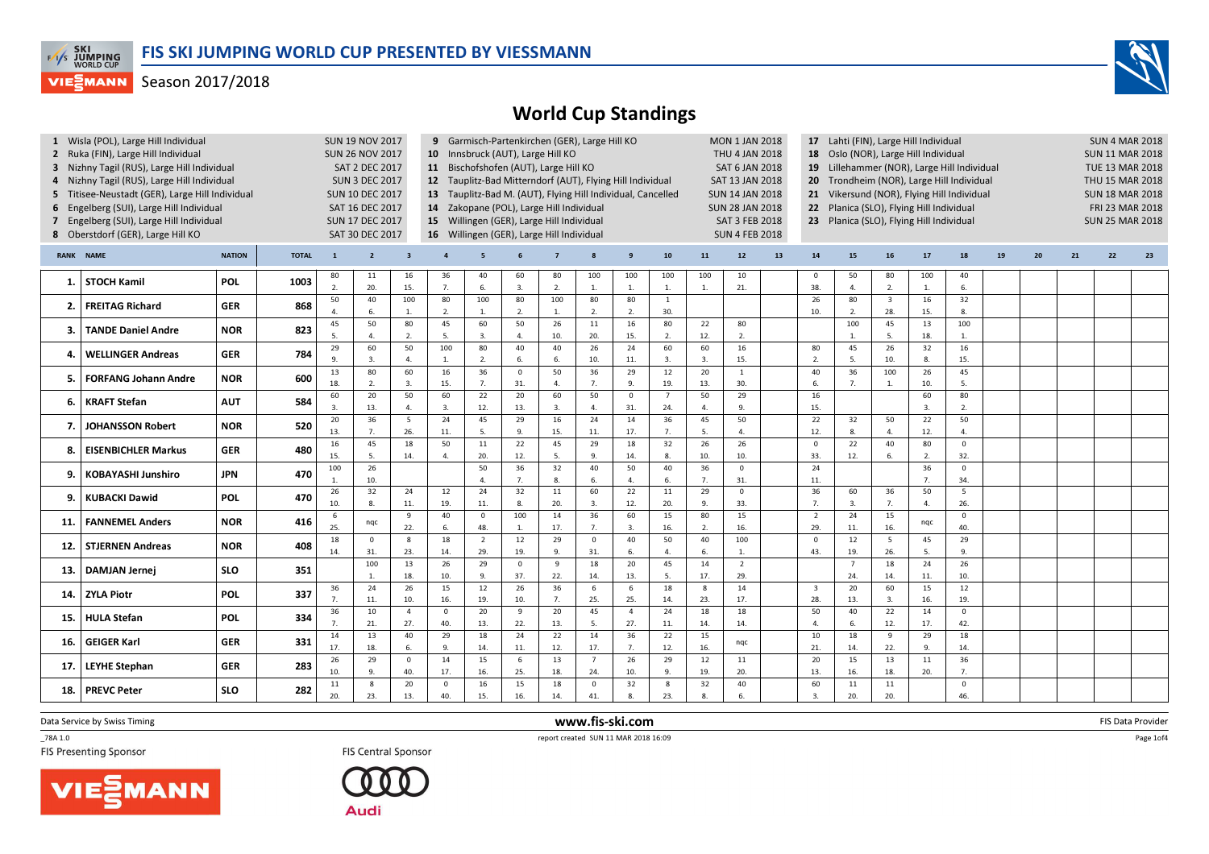# FIS SKI JUMPING WORLD CUP PRESENTED BY VIESSMANN

Season 2017/2018

## World Cup Standings

| No. | Competition | Date |
|---|---|---|
| 1 | Wisla (POL), Large Hill Individual | SUN 19 NOV 2017 |
| 2 | Ruka (FIN), Large Hill Individual | SUN 26 NOV 2017 |
| 3 | Nizhny Tagil (RUS), Large Hill Individual | SAT 2 DEC 2017 |
| 4 | Nizhny Tagil (RUS), Large Hill Individual | SUN 3 DEC 2017 |
| 5 | Titisee-Neustadt (GER), Large Hill Individual | SUN 10 DEC 2017 |
| 6 | Engelberg (SUI), Large Hill Individual | SAT 16 DEC 2017 |
| 7 | Engelberg (SUI), Large Hill Individual | SUN 17 DEC 2017 |
| 8 | Oberstdorf (GER), Large Hill KO | SAT 30 DEC 2017 |
| 9 | Garmisch-Partenkirchen (GER), Large Hill KO | MON 1 JAN 2018 |
| 10 | Innsbruck (AUT), Large Hill KO | THU 4 JAN 2018 |
| 11 | Bischofshofen (AUT), Large Hill KO | SAT 6 JAN 2018 |
| 12 | Tauplitz-Bad Mitterndorf (AUT), Flying Hill Individual | SAT 13 JAN 2018 |
| 13 | Tauplitz-Bad M. (AUT), Flying Hill Individual, Cancelled | SUN 14 JAN 2018 |
| 14 | Zakopane (POL), Large Hill Individual | SUN 28 JAN 2018 |
| 15 | Willingen (GER), Large Hill Individual | SAT 3 FEB 2018 |
| 16 | Willingen (GER), Large Hill Individual | SUN 4 FEB 2018 |
| 17 | Lahti (FIN), Large Hill Individual | SUN 4 MAR 2018 |
| 18 | Oslo (NOR), Large Hill Individual | SUN 11 MAR 2018 |
| 19 | Lillehammer (NOR), Large Hill Individual | TUE 13 MAR 2018 |
| 20 | Trondheim (NOR), Large Hill Individual | THU 15 MAR 2018 |
| 21 | Vikersund (NOR), Flying Hill Individual | SUN 18 MAR 2018 |
| 22 | Planica (SLO), Flying Hill Individual | FRI 23 MAR 2018 |
| 23 | Planica (SLO), Flying Hill Individual | SUN 25 MAR 2018 |

| RANK | NAME | NATION | TOTAL | 1 | 2 | 3 | 4 | 5 | 6 | 7 | 8 | 9 | 10 | 11 | 12 | 13 | 14 | 15 | 16 | 17 | 18 | 19 | 20 | 21 | 22 | 23 |
|---|---|---|---|---|---|---|---|---|---|---|---|---|---|---|---|---|---|---|---|---|---|---|---|---|---|---|
| 1. | STOCH Kamil | POL | 1003 | 80 2. | 11 20. | 16 15. | 36 7. | 40 6. | 60 3. | 80 2. | 100 1. | 100 1. | 100 1. | 100 1. | 10 21. | | 0 38. | 50 4. | 80 2. | 100 1. | 40 6. | | | | | |
| 2. | FREITAG Richard | GER | 868 | 50 4. | 40 6. | 100 1. | 80 2. | 100 1. | 80 2. | 100 1. | 80 2. | 80 2. | 1 30. | | | | 26 10. | 80 2. | 3 28. | 16 15. | 32 8. | | | | | |
| 3. | TANDE Daniel Andre | NOR | 823 | 45 5. | 50 4. | 80 2. | 45 5. | 60 3. | 50 4. | 26 10. | 11 20. | 16 15. | 80 2. | 22 12. | 80 2. | | | 100 1. | 45 5. | 13 18. | 100 1. | | | | | |
| 4. | WELLINGER Andreas | GER | 784 | 29 9. | 60 3. | 50 4. | 100 1. | 80 2. | 40 6. | 40 6. | 26 10. | 24 11. | 60 3. | 60 3. | 16 15. | | 80 2. | 45 5. | 26 10. | 32 8. | 16 15. | | | | | |
| 5. | FORFANG Johann Andre | NOR | 600 | 13 18. | 80 2. | 60 3. | 16 15. | 36 7. | 0 31. | 50 4. | 36 7. | 29 9. | 12 19. | 20 13. | 1 30. | | 40 6. | 36 7. | 100 1. | 26 10. | 45 5. | | | | | |
| 6. | KRAFT Stefan | AUT | 584 | 60 3. | 20 13. | 50 4. | 60 3. | 22 12. | 20 13. | 60 3. | 50 4. | 0 31. | 7 24. | 50 4. | 29 9. | | 16 15. | | | 60 3. | 80 2. | | | | | |
| 7. | JOHANSSON Robert | NOR | 520 | 20 13. | 36 7. | 5 26. | 24 11. | 45 5. | 29 9. | 16 15. | 24 11. | 14 17. | 36 7. | 45 5. | 50 4. | | 22 12. | 32 8. | 50 4. | 22 12. | 50 4. | | | | | |
| 8. | EISENBICHLER Markus | GER | 480 | 16 15. | 45 5. | 18 14. | 50 4. | 11 20. | 22 12. | 45 5. | 29 9. | 18 14. | 32 8. | 26 10. | 26 10. | | 0 33. | 22 12. | 40 6. | 80 2. | 0 32. | | | | | |
| 9. | KOBAYASHI Junshiro | JPN | 470 | 100 1. | 26 10. | | | 50 4. | 36 7. | 32 8. | 40 6. | 50 4. | 40 6. | 36 7. | 0 31. | | 24 11. | | | 36 7. | 0 34. | | | | | |
| 9. | KUBACKI Dawid | POL | 470 | 26 10. | 32 8. | 24 11. | 12 19. | 24 11. | 32 8. | 11 20. | 60 3. | 22 12. | 11 20. | 29 9. | 0 33. | | 36 7. | 60 3. | 36 7. | 50 4. | 5 26. | | | | | |
| 11. | FANNEMEL Anders | NOR | 416 | 6 25. | nqc | 9 22. | 40 6. | 0 48. | 100 1. | 14 17. | 36 7. | 60 3. | 15 16. | 80 2. | 15 16. | | 2 29. | 24 11. | 15 16. | nqc | 0 40. | | | | | |
| 12. | STJERNEN Andreas | NOR | 408 | 18 14. | 0 31. | 8 23. | 18 14. | 2 29. | 12 19. | 29 9. | 0 31. | 40 6. | 50 4. | 40 6. | 100 1. | | 0 43. | 12 19. | 5 26. | 45 5. | 29 9. | | | | | |
| 13. | DAMJAN Jernej | SLO | 351 | | 100 1. | 13 18. | 26 10. | 29 9. | 0 37. | 9 22. | 18 14. | 20 13. | 45 5. | 14 17. | 2 29. | | | 7 24. | 18 14. | 24 11. | 26 10. | | | | | |
| 14. | ZYLA Piotr | POL | 337 | 36 7. | 24 11. | 26 10. | 15 16. | 12 19. | 26 10. | 36 7. | 6 25. | 6 25. | 18 14. | 8 23. | 14 17. | | 3 28. | 20 13. | 60 3. | 15 16. | 12 19. | | | | | |
| 15. | HULA Stefan | POL | 334 | 36 7. | 10 21. | 4 27. | 0 40. | 20 13. | 9 22. | 20 13. | 45 5. | 4 27. | 24 11. | 18 14. | 18 14. | | 50 4. | 40 6. | 22 12. | 14 17. | 0 42. | | | | | |
| 16. | GEIGER Karl | GER | 331 | 14 17. | 13 18. | 40 6. | 29 9. | 18 14. | 24 11. | 22 12. | 14 17. | 36 7. | 22 12. | 15 16. | nqc | | 10 21. | 18 14. | 9 22. | 29 9. | 18 14. | | | | | |
| 17. | LEYHE Stephan | GER | 283 | 26 10. | 29 9. | 0 40. | 14 17. | 15 16. | 6 25. | 13 18. | 7 24. | 26 10. | 29 9. | 12 19. | 11 20. | | 20 13. | 15 16. | 13 18. | 11 20. | 36 7. | | | | | |
| 18. | PREVC Peter | SLO | 282 | 11 20. | 8 23. | 20 13. | 0 40. | 16 15. | 15 16. | 18 14. | 0 41. | 32 8. | 8 23. | 32 8. | 40 6. | | 60 3. | 11 20. | 11 20. | | 0 46. | | | | | |

Data Service by Swiss Timing

www.fis-ski.com

FIS Data Provider

_78A 1.0

report created SUN 11 MAR 2018 16:09

FIS Presenting Sponsor

FIS Central Sponsor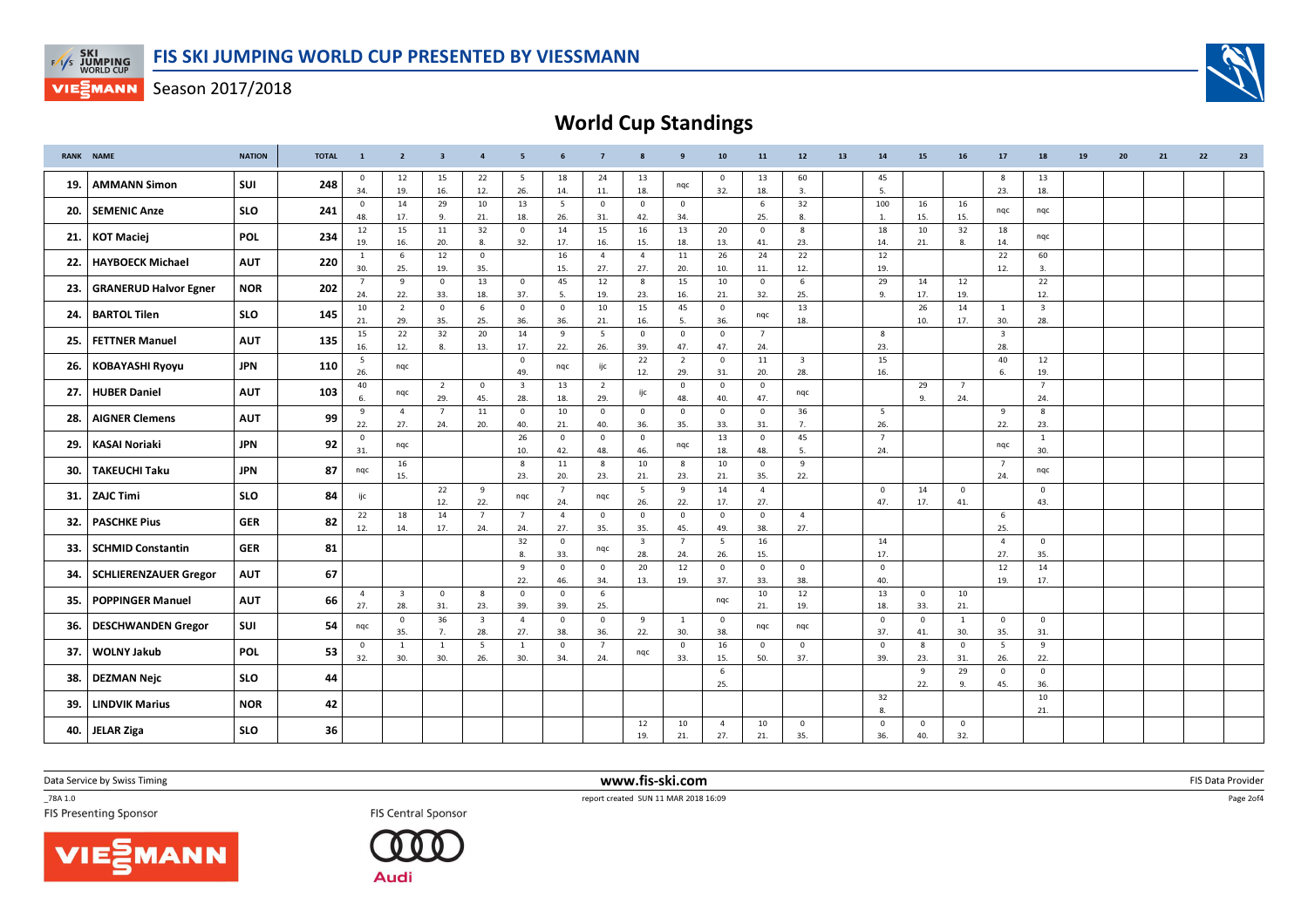# FIS SKI JUMPING WORLD CUP PRESENTED BY VIESSMANN

Season 2017/2018

## World Cup Standings

| RANK | NAME | NATION | TOTAL | 1 | 2 | 3 | 4 | 5 | 6 | 7 | 8 | 9 | 10 | 11 | 12 | 13 | 14 | 15 | 16 | 17 | 18 | 19 | 20 | 21 | 22 | 23 |
|---|---|---|---|---|---|---|---|---|---|---|---|---|---|---|---|---|---|---|---|---|---|---|---|---|---|---|
| 19. | AMMANN Simon | SUI | 248 | 0 34. | 12 19. | 15 16. | 22 12. | 5 26. | 18 14. | 24 11. | 13 18. | nqc | 0 32. | 13 18. | 60 3. | | 45 5. | | | 8 23. | 13 18. | | | | | |
| 20. | SEMENIC Anze | SLO | 241 | 0 48. | 14 17. | 29 9. | 10 21. | 13 18. | 5 26. | 0 31. | 0 42. | 0 34. | | 6 25. | 32 8. | | 100 1. | 16 15. | 16 15. | nqc | nqc | | | | | |
| 21. | KOT Maciej | POL | 234 | 12 19. | 15 16. | 11 20. | 32 8. | 0 32. | 14 17. | 15 16. | 16 15. | 13 18. | 20 13. | 0 41. | 8 23. | | 18 14. | 10 21. | 32 8. | 18 14. | nqc | | | | | |
| 22. | HAYBOECK Michael | AUT | 220 | 1 30. | 6 25. | 12 19. | 0 35. | | 16 15. | 4 27. | 4 27. | 11 20. | 26 10. | 24 11. | 22 12. | | 12 19. | | | 22 12. | 60 3. | | | | | |
| 23. | GRANERUD Halvor Egner | NOR | 202 | 7 24. | 9 22. | 0 33. | 13 18. | 0 37. | 45 5. | 12 19. | 8 23. | 15 16. | 10 21. | 0 32. | 6 25. | | 29 9. | 14 17. | 12 19. | | 22 12. | | | | | |
| 24. | BARTOL Tilen | SLO | 145 | 10 21. | 2 29. | 0 35. | 6 25. | 0 36. | 0 36. | 10 21. | 15 16. | 45 5. | 0 36. | nqc | 13 18. | | | 26 10. | 14 17. | 1 30. | 3 28. | | | | | |
| 25. | FETTNER Manuel | AUT | 135 | 15 16. | 22 12. | 32 8. | 20 13. | 14 17. | 9 22. | 5 26. | 0 39. | 0 47. | 0 47. | 7 24. | | | 8 23. | | | 3 28. | | | | | | |
| 26. | KOBAYASHI Ryoyu | JPN | 110 | 5 26. | nqc | | | 0 49. | nqc | ijc | 22 12. | 2 29. | 0 31. | 11 20. | 3 28. | | 15 16. | | | 40 6. | 12 19. | | | | | |
| 27. | HUBER Daniel | AUT | 103 | 40 6. | nqc | 2 29. | 0 45. | 3 28. | 13 18. | 2 29. | ijc | 0 48. | 0 40. | 0 47. | nqc | | | 29 9. | 7 24. | | 7 24. | | | | | |
| 28. | AIGNER Clemens | AUT | 99 | 9 22. | 4 27. | 7 24. | 11 20. | 0 40. | 10 21. | 0 40. | 0 36. | 0 35. | 0 33. | 0 31. | 36 7. | | 5 26. | | | 9 22. | 8 23. | | | | | |
| 29. | KASAI Noriaki | JPN | 92 | 0 31. | nqc | | | 26 10. | 0 42. | 0 48. | 0 46. | nqc | 13 18. | 0 48. | 45 5. | | 7 24. | | | nqc | 1 30. | | | | | |
| 30. | TAKEUCHI Taku | JPN | 87 | nqc | 16 15. | | | 8 23. | 11 20. | 8 23. | 10 21. | 8 23. | 10 21. | 0 35. | 9 22. | | | | | 7 24. | nqc | | | | | |
| 31. | ZAJC Timi | SLO | 84 | ijc | | 22 12. | 9 22. | nqc | 7 24. | nqc | 5 26. | 9 22. | 14 17. | 4 27. | | | 0 47. | 14 17. | 0 41. | | 0 43. | | | | | |
| 32. | PASCHKE Pius | GER | 82 | 22 12. | 18 14. | 14 17. | 7 24. | 7 24. | 4 27. | 0 35. | 0 35. | 0 45. | 0 49. | 0 38. | 4 27. | | | | | 6 25. | | | | | | |
| 33. | SCHMID Constantin | GER | 81 | | | | | 32 8. | 0 33. | nqc | 3 28. | 7 24. | 5 26. | 16 15. | | | 14 17. | | | 4 27. | 0 35. | | | | | |
| 34. | SCHLIERENZAUER Gregor | AUT | 67 | | | | | 9 22. | 0 46. | 0 34. | 20 13. | 12 19. | 0 37. | 0 33. | 0 38. | | 0 40. | | | 12 19. | 14 17. | | | | | |
| 35. | POPPINGER Manuel | AUT | 66 | 4 27. | 3 28. | 0 31. | 8 23. | 0 39. | 0 39. | 6 25. | | | nqc | 10 21. | 12 19. | | 13 18. | 0 33. | 10 21. | | | | | | | |
| 36. | DESCHWANDEN Gregor | SUI | 54 | nqc | 0 35. | 36 7. | 3 28. | 4 27. | 0 38. | 0 36. | 9 22. | 1 30. | 0 38. | nqc | nqc | | 0 37. | 0 41. | 1 30. | 0 35. | 0 31. | | | | | |
| 37. | WOLNY Jakub | POL | 53 | 0 32. | 1 30. | 1 30. | 5 26. | 1 30. | 0 34. | 7 24. | nqc | 0 33. | 16 15. | 0 50. | 0 37. | | 0 39. | 8 23. | 0 31. | 5 26. | 9 22. | | | | | |
| 38. | DEZMAN Nejc | SLO | 44 | | | | | | | | | | 6 25. | | | | | 9 22. | 29 9. | 0 45. | 0 36. | | | | | |
| 39. | LINDVIK Marius | NOR | 42 | | | | | | | | | | | | | | 32 8. | | | | 10 21. | | | | | |
| 40. | JELAR Ziga | SLO | 36 | | | | | | | | 12 19. | 10 21. | 4 27. | 10 21. | 0 35. | | 0 36. | 0 40. | 0 32. | | | | | | | |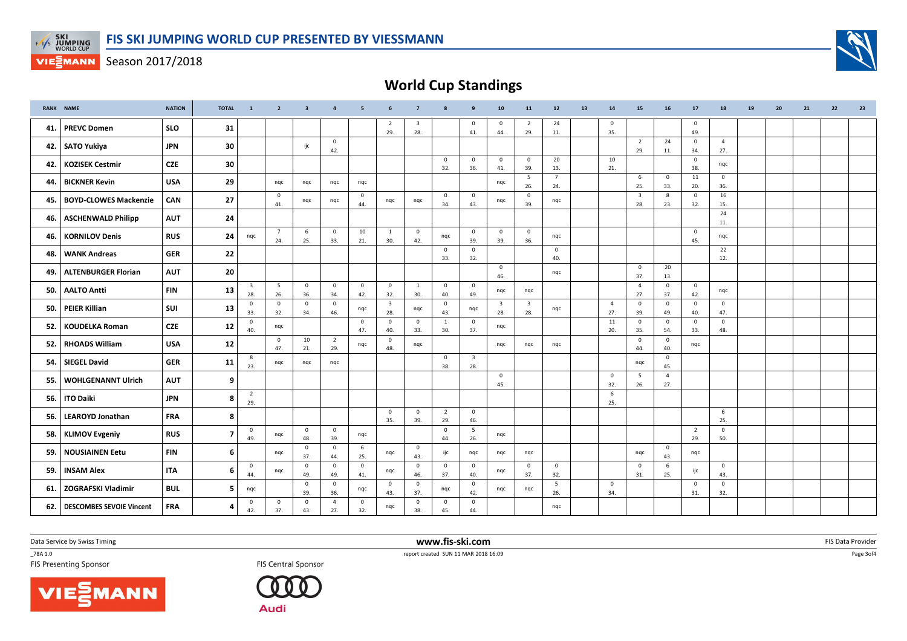# FIS SKI JUMPING WORLD CUP PRESENTED BY VIESSMANN

Season 2017/2018

## World Cup Standings

| RANK | NAME | NATION | TOTAL | 1 | 2 | 3 | 4 | 5 | 6 | 7 | 8 | 9 | 10 | 11 | 12 | 13 | 14 | 15 | 16 | 17 | 18 | 19 | 20 | 21 | 22 | 23 |
|---|---|---|---|---|---|---|---|---|---|---|---|---|---|---|---|---|---|---|---|---|---|---|---|---|---|---|
| 41. | PREVC Domen | SLO | 31 | | | | | | 2 29. | 3 28. | | 0 41. | 0 44. | 2 29. | 24 11. | | 0 35. | | | 0 49. | | | | | | |
| 42. | SATO Yukiya | JPN | 30 | | | ijc | 0 42. | | | | | | | | | | | 2 29. | 24 11. | 0 34. | 4 27. | | | | | |
| 42. | KOZISEK Cestmir | CZE | 30 | | | | | | | | 0 32. | 0 36. | 0 41. | 0 39. | 20 13. | | 10 21. | | | 0 38. | nqc | | | | | |
| 44. | BICKNER Kevin | USA | 29 | | nqc | nqc | nqc | nqc | | | | | nqc | 5 26. | 7 24. | | | 6 25. | 0 33. | 11 20. | 0 36. | | | | | |
| 45. | BOYD-CLOWES Mackenzie | CAN | 27 | | 0 41. | nqc | nqc | 0 44. | nqc | nqc | 0 34. | 0 43. | nqc | 0 39. | nqc | | | 3 28. | 8 23. | 0 32. | 16 15. | | | | | |
| 46. | ASCHENWALD Philipp | AUT | 24 | | | | | | | | | | | | | | | | | | 24 11. | | | | | |
| 46. | KORNILOV Denis | RUS | 24 | nqc | 7 24. | 6 25. | 0 33. | 10 21. | 1 30. | 0 42. | nqc | 0 39. | 0 39. | 0 36. | nqc | | | | | 0 45. | nqc | | | | | |
| 48. | WANK Andreas | GER | 22 | | | | | | | | 0 33. | 0 32. | | | 0 40. | | | | | | 22 12. | | | | | |
| 49. | ALTENBURGER Florian | AUT | 20 | | | | | | | | | | 0 46. | | nqc | | | 0 37. | 20 13. | | | | | | | |
| 50. | AALTO Antti | FIN | 13 | 3 28. | 5 26. | 0 36. | 0 34. | 0 42. | 0 32. | 1 30. | 0 40. | 0 49. | nqc | nqc | | | | 4 27. | 0 37. | 0 42. | nqc | | | | | |
| 50. | PEIER Killian | SUI | 13 | 0 33. | 0 32. | 0 34. | 0 46. | nqc | 3 28. | nqc | 0 43. | nqc | 3 28. | 3 28. | nqc | | 4 27. | 0 39. | 0 49. | 0 40. | 0 47. | | | | | |
| 52. | KOUDELKA Roman | CZE | 12 | 0 40. | nqc | | | 0 47. | 0 40. | 0 33. | 1 30. | 0 37. | nqc | | | | 11 20. | 0 35. | 0 54. | 0 33. | 0 48. | | | | | |
| 52. | RHOADS William | USA | 12 | | 0 47. | 10 21. | 2 29. | nqc | 0 48. | nqc | | | nqc | nqc | nqc | | | 0 44. | 0 40. | nqc | | | | | | |
| 54. | SIEGEL David | GER | 11 | 8 23. | nqc | nqc | nqc | | | | 0 38. | 3 28. | | | | | | nqc | 0 45. | | | | | | | |
| 55. | WOHLGENANNT Ulrich | AUT | 9 | | | | | | | | | | 0 45. | | | | 0 32. | 5 26. | 4 27. | | | | | | | |
| 56. | ITO Daiki | JPN | 8 | 2 29. | | | | | | | | | | | | | 6 25. | | | | | | | | | |
| 56. | LEAROYD Jonathan | FRA | 8 | | | | | | 0 35. | 0 39. | 2 29. | 0 46. | | | | | | | | | 6 25. | | | | | |
| 58. | KLIMOV Evgeniy | RUS | 7 | 0 49. | nqc | 0 48. | 0 39. | nqc | | | 0 44. | 5 26. | nqc | | | | | | | 2 29. | 0 50. | | | | | |
| 59. | NOUSIAINEN Eetu | FIN | 6 | | nqc | 0 37. | 0 44. | 6 25. | nqc | 0 43. | ijc | nqc | nqc | nqc | | | | nqc | 0 43. | nqc | | | | | | |
| 59. | INSAM Alex | ITA | 6 | 0 44. | nqc | 0 49. | 0 49. | 0 41. | nqc | 0 46. | 0 37. | 0 40. | nqc | 0 37. | 0 32. | | | 0 31. | 6 25. | ijc | 0 43. | | | | | |
| 61. | ZOGRAFSKI Vladimir | BUL | 5 | nqc | | 0 39. | 0 36. | nqc | 0 43. | 0 37. | nqc | 0 42. | nqc | nqc | 5 26. | | 0 34. | | | 0 31. | 0 32. | | | | | |
| 62. | DESCOMBES SEVOIE Vincent | FRA | 4 | 0 42. | 0 37. | 0 43. | 4 27. | 0 32. | nqc | 0 38. | 0 45. | 0 44. | | | nqc | | | | | | | | | | | |

Data Service by Swiss Timing — www.fis-ski.com — FIS Data Provider

_78A 1.0 — report created SUN 11 MAR 2018 16:09

FIS Presenting Sponsor — FIS Central Sponsor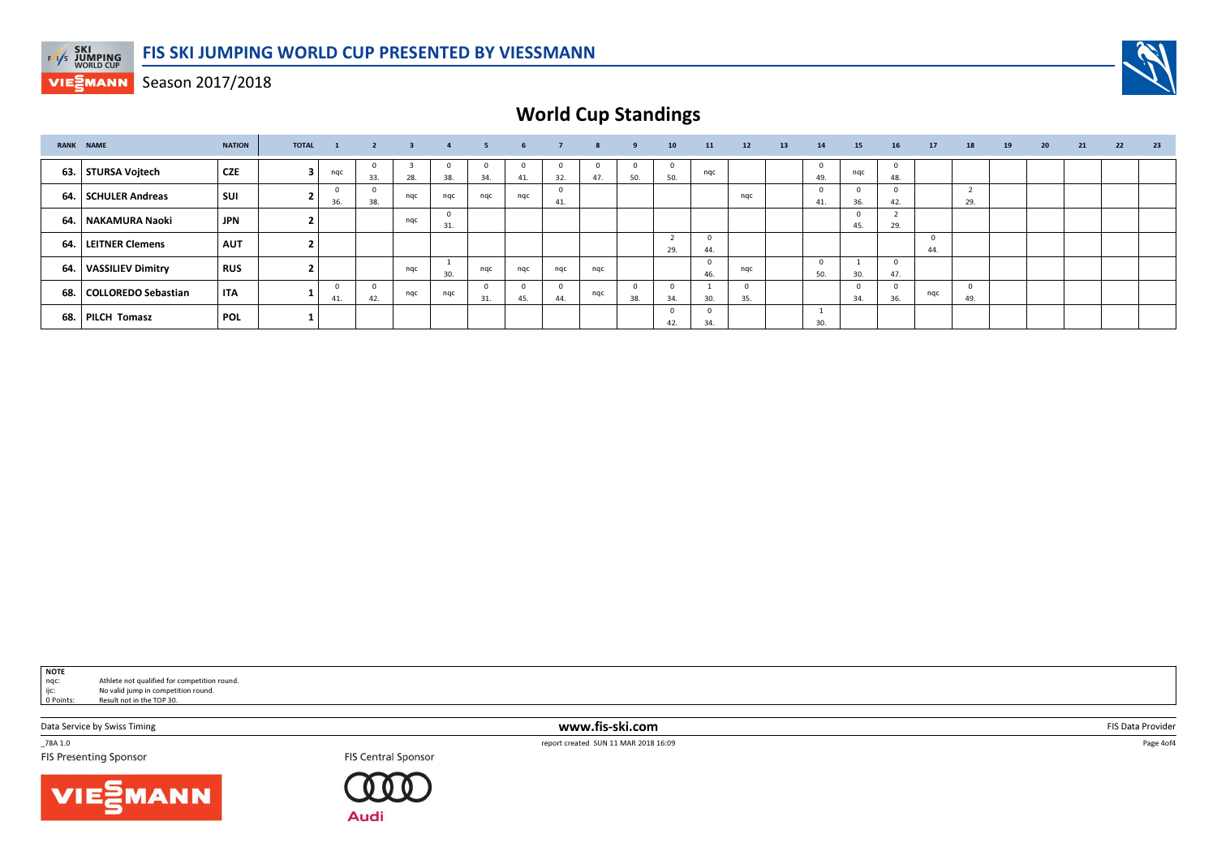# FIS SKI JUMPING WORLD CUP PRESENTED BY VIESSMANN

Season 2017/2018

## World Cup Standings

| RANK | NAME | NATION | TOTAL | 1 | 2 | 3 | 4 | 5 | 6 | 7 | 8 | 9 | 10 | 11 | 12 | 13 | 14 | 15 | 16 | 17 | 18 | 19 | 20 | 21 | 22 | 23 |
|---|---|---|---|---|---|---|---|---|---|---|---|---|---|---|---|---|---|---|---|---|---|---|---|---|---|---|
| 63. | STURSA Vojtech | CZE | 3 | nqc | 0 33. | 3 28. | 0 38. | 0 34. | 0 41. | 0 32. | 0 47. | 0 50. | 0 50. | nqc | | | 0 49. | nqc | 0 48. | | | | | | | |
| 64. | SCHULER Andreas | SUI | 2 | 0 36. | 0 38. | nqc | nqc | nqc | nqc | 0 41. | | | | | nqc | | 0 41. | 0 36. | 0 42. | | 2 29. | | | | | |
| 64. | NAKAMURA Naoki | JPN | 2 | | | nqc | 0 31. | | | | | | | | | | | 0 45. | 2 29. | | | | | | | |
| 64. | LEITNER Clemens | AUT | 2 | | | | | | | | | | 2 29. | 0 44. | | | | | | 0 44. | | | | | | |
| 64. | VASSILIEV Dimitry | RUS | 2 | | | nqc | 1 30. | nqc | nqc | nqc | nqc | | | 0 46. | nqc | | 0 50. | 1 30. | 0 47. | | | | | | | |
| 68. | COLLOREDO Sebastian | ITA | 1 | 0 41. | 0 42. | nqc | nqc | 0 31. | 0 45. | 0 44. | nqc | 0 38. | 0 34. | 1 30. | 0 35. | | | 0 34. | 0 36. | nqc | 0 49. | | | | | |
| 68. | PILCH Tomasz | POL | 1 | | | | | | | | | | 0 42. | 0 34. | | | 1 30. | | | | | | | | | |

**NOTE**
nqc: Athlete not qualified for competition round.
ijc: No valid jump in competition round.
0 Points: Result not in the TOP 30.

Data Service by Swiss Timing — www.fis-ski.com — FIS Data Provider

_78A 1.0 — report created SUN 11 MAR 2018 16:09

FIS Presenting Sponsor — FIS Central Sponsor